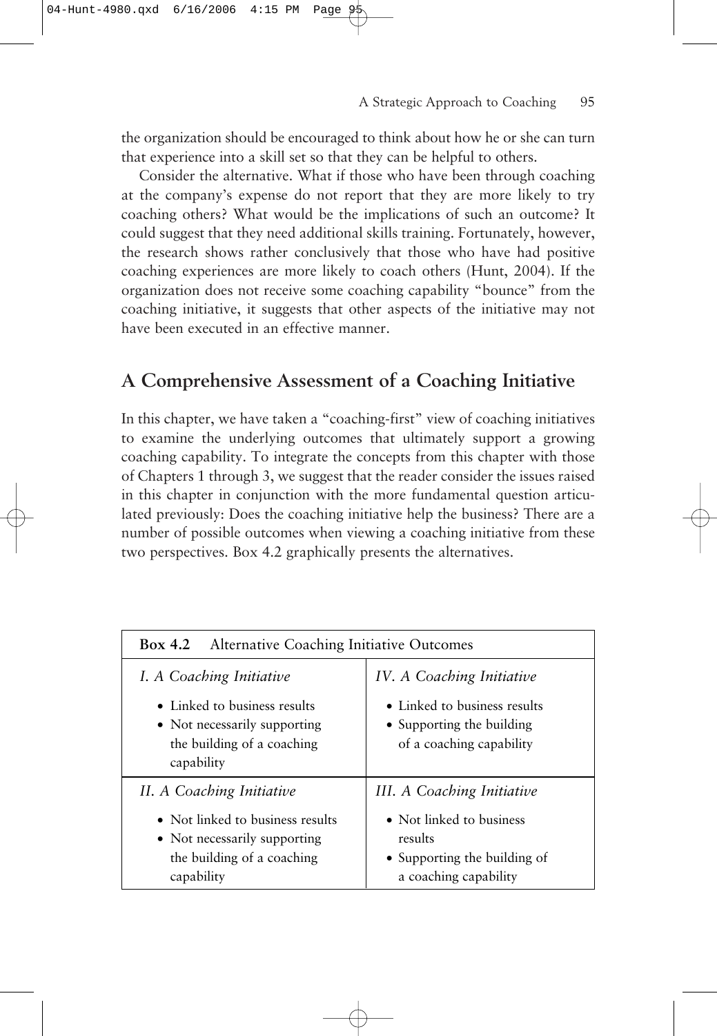the organization should be encouraged to think about how he or she can turn that experience into a skill set so that they can be helpful to others.

Consider the alternative. What if those who have been through coaching at the company's expense do not report that they are more likely to try coaching others? What would be the implications of such an outcome? It could suggest that they need additional skills training. Fortunately, however, the research shows rather conclusively that those who have had positive coaching experiences are more likely to coach others (Hunt, 2004). If the organization does not receive some coaching capability "bounce" from the coaching initiative, it suggests that other aspects of the initiative may not have been executed in an effective manner.

## A Comprehensive Assessment of a Coaching Initiative

In this chapter, we have taken a "coaching-first" view of coaching initiatives to examine the underlying outcomes that ultimately support a growing coaching capability. To integrate the concepts from this chapter with those of Chapters 1 through 3, we suggest that the reader consider the issues raised in this chapter in conjunction with the more fundamental question articulated previously: Does the coaching initiative help the business? There are a number of possible outcomes when viewing a coaching initiative from these two perspectives. Box 4.2 graphically presents the alternatives.

**Box 4.2** Alternative Coaching Initiative Outcomes

| | |
|---|---|
| *I. A Coaching Initiative*<br>• Linked to business results<br>• Not necessarily supporting the building of a coaching capability | *IV. A Coaching Initiative*<br>• Linked to business results<br>• Supporting the building of a coaching capability |
| *II. A Coaching Initiative*<br>• Not linked to business results<br>• Not necessarily supporting the building of a coaching capability | *III. A Coaching Initiative*<br>• Not linked to business results<br>• Supporting the building of a coaching capability |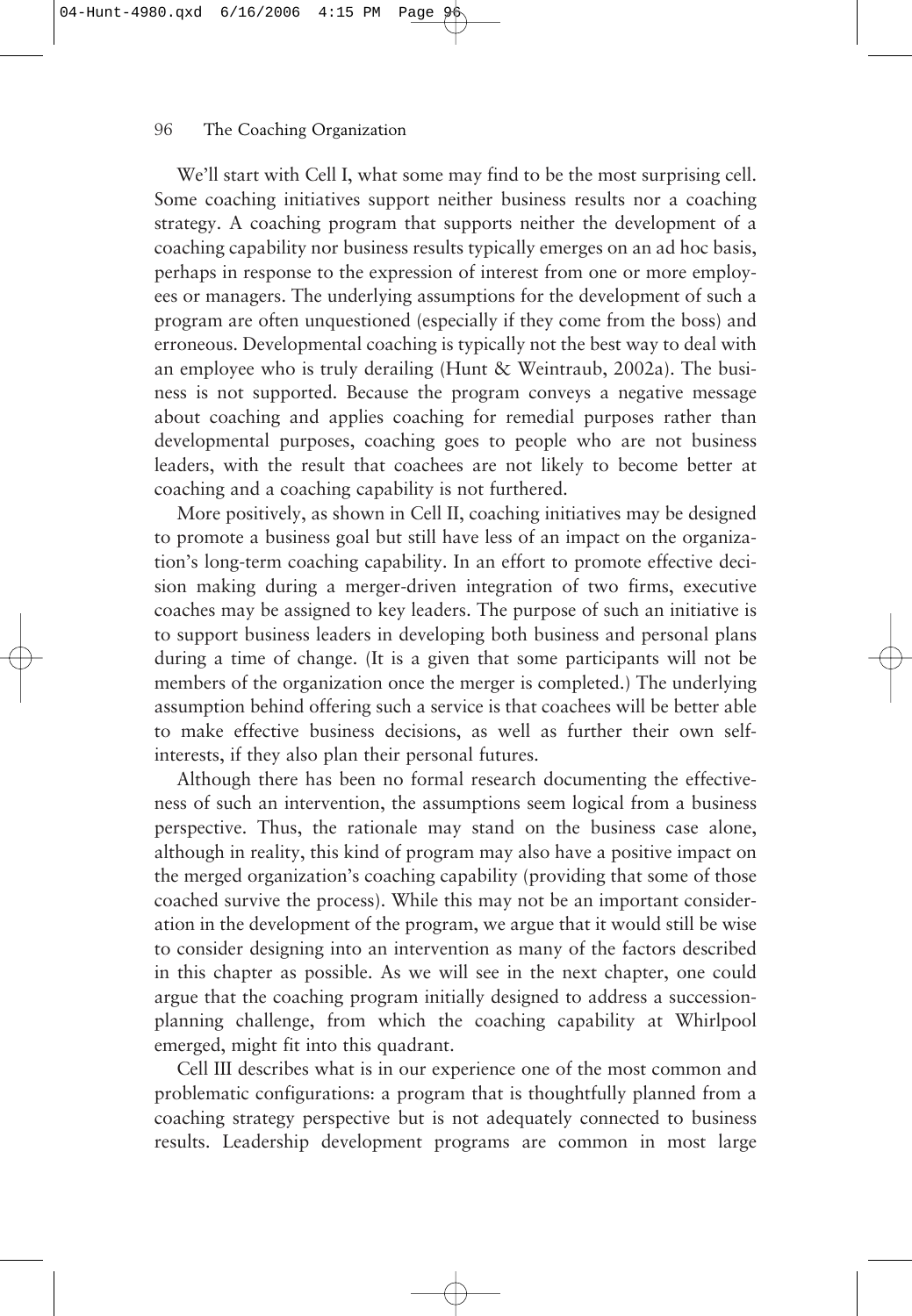We'll start with Cell I, what some may find to be the most surprising cell. Some coaching initiatives support neither business results nor a coaching strategy. A coaching program that supports neither the development of a coaching capability nor business results typically emerges on an ad hoc basis, perhaps in response to the expression of interest from one or more employees or managers. The underlying assumptions for the development of such a program are often unquestioned (especially if they come from the boss) and erroneous. Developmental coaching is typically not the best way to deal with an employee who is truly derailing (Hunt & Weintraub, 2002a). The business is not supported. Because the program conveys a negative message about coaching and applies coaching for remedial purposes rather than developmental purposes, coaching goes to people who are not business leaders, with the result that coachees are not likely to become better at coaching and a coaching capability is not furthered.

More positively, as shown in Cell II, coaching initiatives may be designed to promote a business goal but still have less of an impact on the organization's long-term coaching capability. In an effort to promote effective decision making during a merger-driven integration of two firms, executive coaches may be assigned to key leaders. The purpose of such an initiative is to support business leaders in developing both business and personal plans during a time of change. (It is a given that some participants will not be members of the organization once the merger is completed.) The underlying assumption behind offering such a service is that coachees will be better able to make effective business decisions, as well as further their own self-interests, if they also plan their personal futures.

Although there has been no formal research documenting the effectiveness of such an intervention, the assumptions seem logical from a business perspective. Thus, the rationale may stand on the business case alone, although in reality, this kind of program may also have a positive impact on the merged organization's coaching capability (providing that some of those coached survive the process). While this may not be an important consideration in the development of the program, we argue that it would still be wise to consider designing into an intervention as many of the factors described in this chapter as possible. As we will see in the next chapter, one could argue that the coaching program initially designed to address a succession-planning challenge, from which the coaching capability at Whirlpool emerged, might fit into this quadrant.

Cell III describes what is in our experience one of the most common and problematic configurations: a program that is thoughtfully planned from a coaching strategy perspective but is not adequately connected to business results. Leadership development programs are common in most large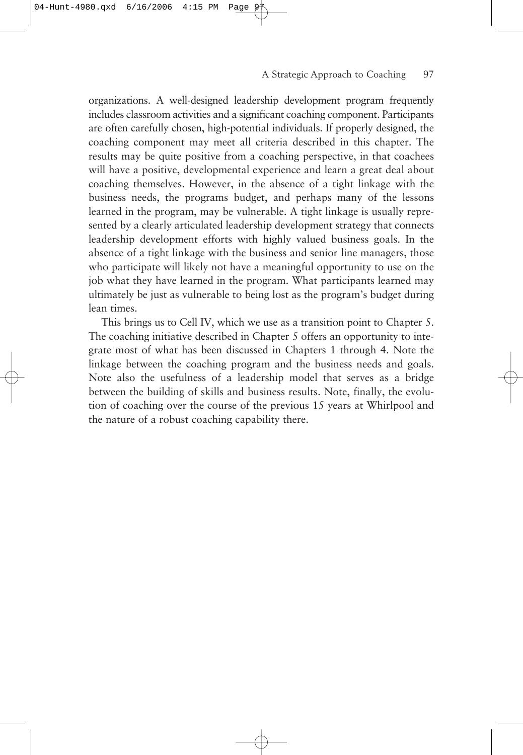organizations. A well-designed leadership development program frequently includes classroom activities and a significant coaching component. Participants are often carefully chosen, high-potential individuals. If properly designed, the coaching component may meet all criteria described in this chapter. The results may be quite positive from a coaching perspective, in that coachees will have a positive, developmental experience and learn a great deal about coaching themselves. However, in the absence of a tight linkage with the business needs, the programs budget, and perhaps many of the lessons learned in the program, may be vulnerable. A tight linkage is usually represented by a clearly articulated leadership development strategy that connects leadership development efforts with highly valued business goals. In the absence of a tight linkage with the business and senior line managers, those who participate will likely not have a meaningful opportunity to use on the job what they have learned in the program. What participants learned may ultimately be just as vulnerable to being lost as the program's budget during lean times.

This brings us to Cell IV, which we use as a transition point to Chapter 5. The coaching initiative described in Chapter 5 offers an opportunity to integrate most of what has been discussed in Chapters 1 through 4. Note the linkage between the coaching program and the business needs and goals. Note also the usefulness of a leadership model that serves as a bridge between the building of skills and business results. Note, finally, the evolution of coaching over the course of the previous 15 years at Whirlpool and the nature of a robust coaching capability there.